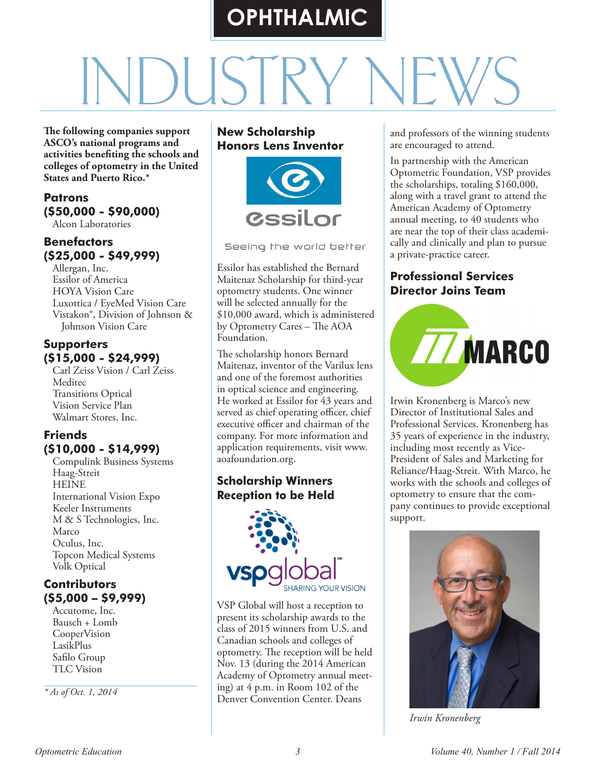# OPHTHALMIC INDUSTRY NEWS

**The following companies support ASCO's national programs and activities benefiting the schools and colleges of optometry in the United States and Puerto Rico.***

### Patrons ($50,000 - $90,000)

Alcon Laboratories

### Benefactors ($25,000 - $49,999)

Allergan, Inc.
Essilor of America
HOYA Vision Care
Luxottica / EyeMed Vision Care
Vistakon®, Division of Johnson & Johnson Vision Care

### Supporters ($15,000 - $24,999)

Carl Zeiss Vision / Carl Zeiss Meditec
Transitions Optical
Vision Service Plan
Walmart Stores, Inc.

### Friends ($10,000 - $14,999)

Compulink Business Systems
Haag-Streit
HEINE
International Vision Expo
Keeler Instruments
M & S Technologies, Inc.
Marco
Oculus, Inc.
Topcon Medical Systems
Volk Optical

### Contributors ($5,000 – $9,999)

Accutome, Inc.
Bausch + Lomb
CooperVision
LasikPlus
Safilo Group
TLC Vision

*\* As of Oct. 1, 2014*

## New Scholarship Honors Lens Inventor

essilor — Seeing the world better

Essilor has established the Bernard Maitenaz Scholarship for third-year optometry students. One winner will be selected annually for the $10,000 award, which is administered by Optometry Cares – The AOA Foundation.

The scholarship honors Bernard Maitenaz, inventor of the Varilux lens and one of the foremost authorities in optical science and engineering. He worked at Essilor for 43 years and served as chief operating officer, chief executive officer and chairman of the company. For more information and application requirements, visit www.aoafoundation.org.

## Scholarship Winners Reception to be Held

vspglobal — SHARING YOUR VISION

VSP Global will host a reception to present its scholarship awards to the class of 2015 winners from U.S. and Canadian schools and colleges of optometry. The reception will be held Nov. 13 (during the 2014 American Academy of Optometry annual meeting) at 4 p.m. in Room 102 of the Denver Convention Center. Deans and professors of the winning students are encouraged to attend.

In partnership with the American Optometric Foundation, VSP provides the scholarships, totaling $160,000, along with a travel grant to attend the American Academy of Optometry annual meeting, to 40 students who are near the top of their class academically and clinically and plan to pursue a private-practice career.

## Professional Services Director Joins Team

MARCO

Irwin Kronenberg is Marco's new Director of Institutional Sales and Professional Services. Kronenberg has 35 years of experience in the industry, including most recently as Vice-President of Sales and Marketing for Reliance/Haag-Streit. With Marco, he works with the schools and colleges of optometry to ensure that the company continues to provide exceptional support.

*Irwin Kronenberg*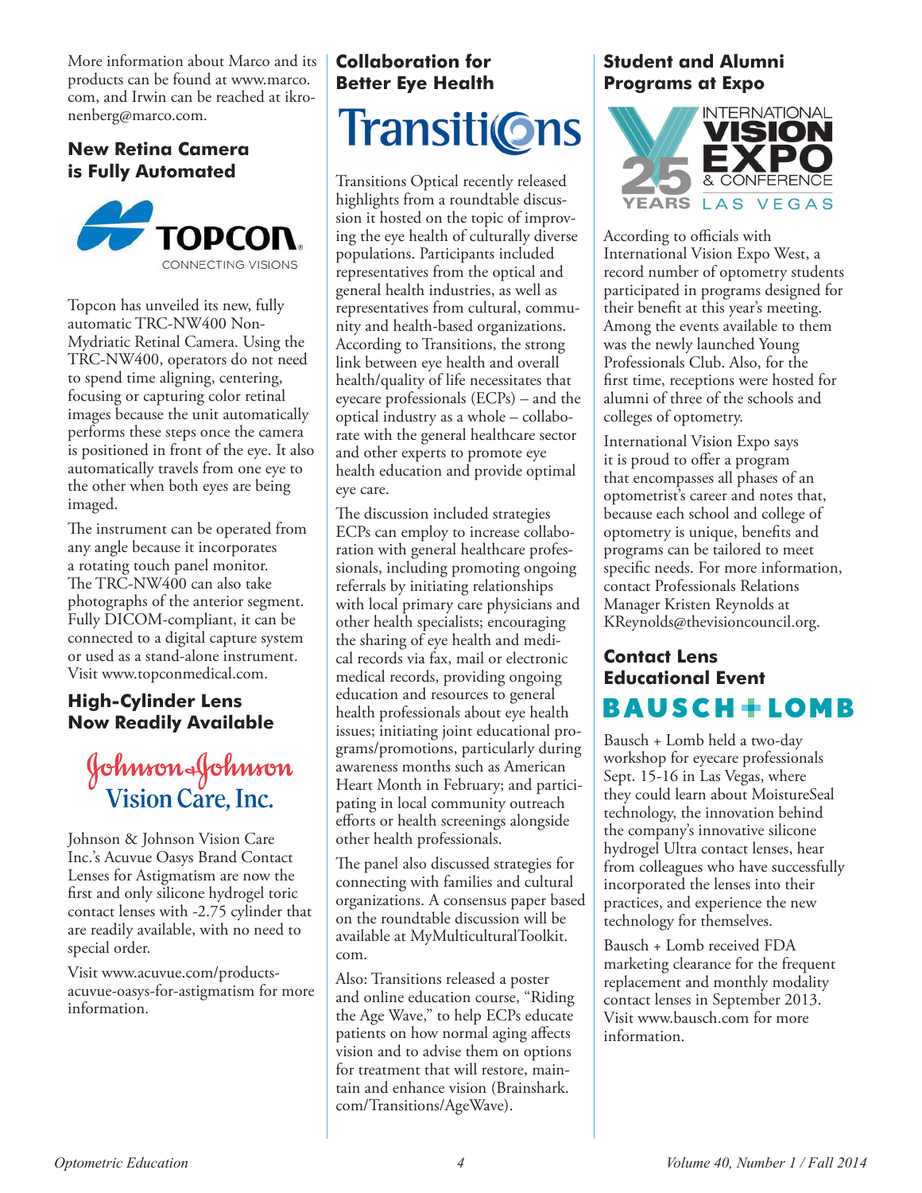More information about Marco and its products can be found at www.marco.com, and Irwin can be reached at ikronenberg@marco.com.

## New Retina Camera is Fully Automated

TOPCON CONNECTING VISIONS

Topcon has unveiled its new, fully automatic TRC-NW400 Non-Mydriatic Retinal Camera. Using the TRC-NW400, operators do not need to spend time aligning, centering, focusing or capturing color retinal images because the unit automatically performs these steps once the camera is positioned in front of the eye. It also automatically travels from one eye to the other when both eyes are being imaged.

The instrument can be operated from any angle because it incorporates a rotating touch panel monitor. The TRC-NW400 can also take photographs of the anterior segment. Fully DICOM-compliant, it can be connected to a digital capture system or used as a stand-alone instrument. Visit www.topconmedical.com.

## High-Cylinder Lens Now Readily Available

Johnson & Johnson Vision Care, Inc.

Johnson & Johnson Vision Care Inc.'s Acuvue Oasys Brand Contact Lenses for Astigmatism are now the first and only silicone hydrogel toric contact lenses with -2.75 cylinder that are readily available, with no need to special order.

Visit www.acuvue.com/products-acuvue-oasys-for-astigmatism for more information.

## Collaboration for Better Eye Health

Transitions

Transitions Optical recently released highlights from a roundtable discussion it hosted on the topic of improving the eye health of culturally diverse populations. Participants included representatives from the optical and general health industries, as well as representatives from cultural, community and health-based organizations. According to Transitions, the strong link between eye health and overall health/quality of life necessitates that eyecare professionals (ECPs) – and the optical industry as a whole – collaborate with the general healthcare sector and other experts to promote eye health education and provide optimal eye care.

The discussion included strategies ECPs can employ to increase collaboration with general healthcare professionals, including promoting ongoing referrals by initiating relationships with local primary care physicians and other health specialists; encouraging the sharing of eye health and medical records via fax, mail or electronic medical records, providing ongoing education and resources to general health professionals about eye health issues; initiating joint educational programs/promotions, particularly during awareness months such as American Heart Month in February; and participating in local community outreach efforts or health screenings alongside other health professionals.

The panel also discussed strategies for connecting with families and cultural organizations. A consensus paper based on the roundtable discussion will be available at MyMulticulturalToolkit.com.

Also: Transitions released a poster and online education course, "Riding the Age Wave," to help ECPs educate patients on how normal aging affects vision and to advise them on options for treatment that will restore, maintain and enhance vision (Brainshark.com/Transitions/AgeWave).

## Student and Alumni Programs at Expo

International Vision Expo & Conference Las Vegas – 25 Years

According to officials with International Vision Expo West, a record number of optometry students participated in programs designed for their benefit at this year's meeting. Among the events available to them was the newly launched Young Professionals Club. Also, for the first time, receptions were hosted for alumni of three of the schools and colleges of optometry.

International Vision Expo says it is proud to offer a program that encompasses all phases of an optometrist's career and notes that, because each school and college of optometry is unique, benefits and programs can be tailored to meet specific needs. For more information, contact Professionals Relations Manager Kristen Reynolds at KReynolds@thevisioncouncil.org.

## Contact Lens Educational Event

BAUSCH + LOMB

Bausch + Lomb held a two-day workshop for eyecare professionals Sept. 15-16 in Las Vegas, where they could learn about MoistureSeal technology, the innovation behind the company's innovative silicone hydrogel Ultra contact lenses, hear from colleagues who have successfully incorporated the lenses into their practices, and experience the new technology for themselves.

Bausch + Lomb received FDA marketing clearance for the frequent replacement and monthly modality contact lenses in September 2013. Visit www.bausch.com for more information.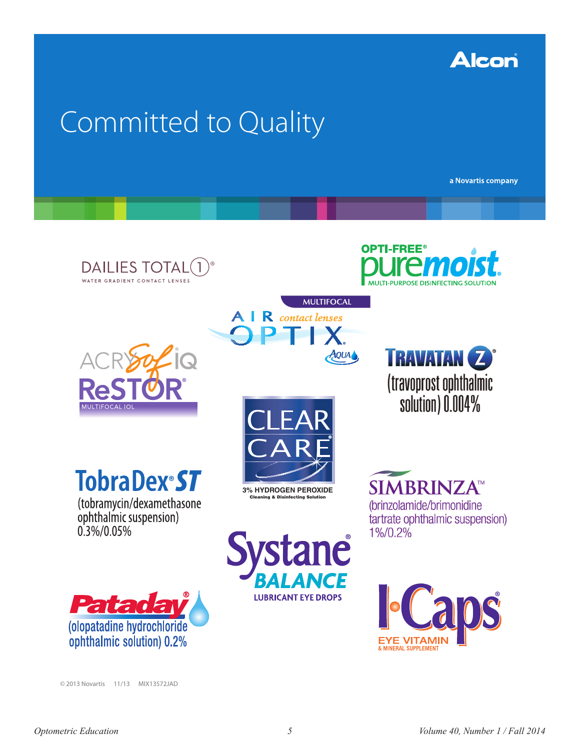Alcon

# Committed to Quality

a Novartis company

DAILIES TOTAL1®
WATER GRADIENT CONTACT LENSES

OPTI-FREE® puremoist®
MULTI-PURPOSE DISINFECTING SOLUTION

AIR OPTIX® contact lenses AQUA
MULTIFOCAL

ACRYSOF® IQ ReSTOR®
MULTIFOCAL IOL

TRAVATAN Z®
(travoprost ophthalmic solution) 0.004%

CLEAR CARE®
3% HYDROGEN PEROXIDE
Cleaning & Disinfecting Solution

TobraDex® ST
(tobramycin/dexamethasone ophthalmic suspension) 0.3%/0.05%

SIMBRINZA™
(brinzolamide/brimonidine tartrate ophthalmic suspension) 1%/0.2%

Systane® BALANCE
LUBRICANT EYE DROPS

Pataday®
(olopatadine hydrochloride ophthalmic solution) 0.2%

I-Caps®
EYE VITAMIN
& MINERAL SUPPLEMENT

© 2013 Novartis 11/13 MIX13572JAD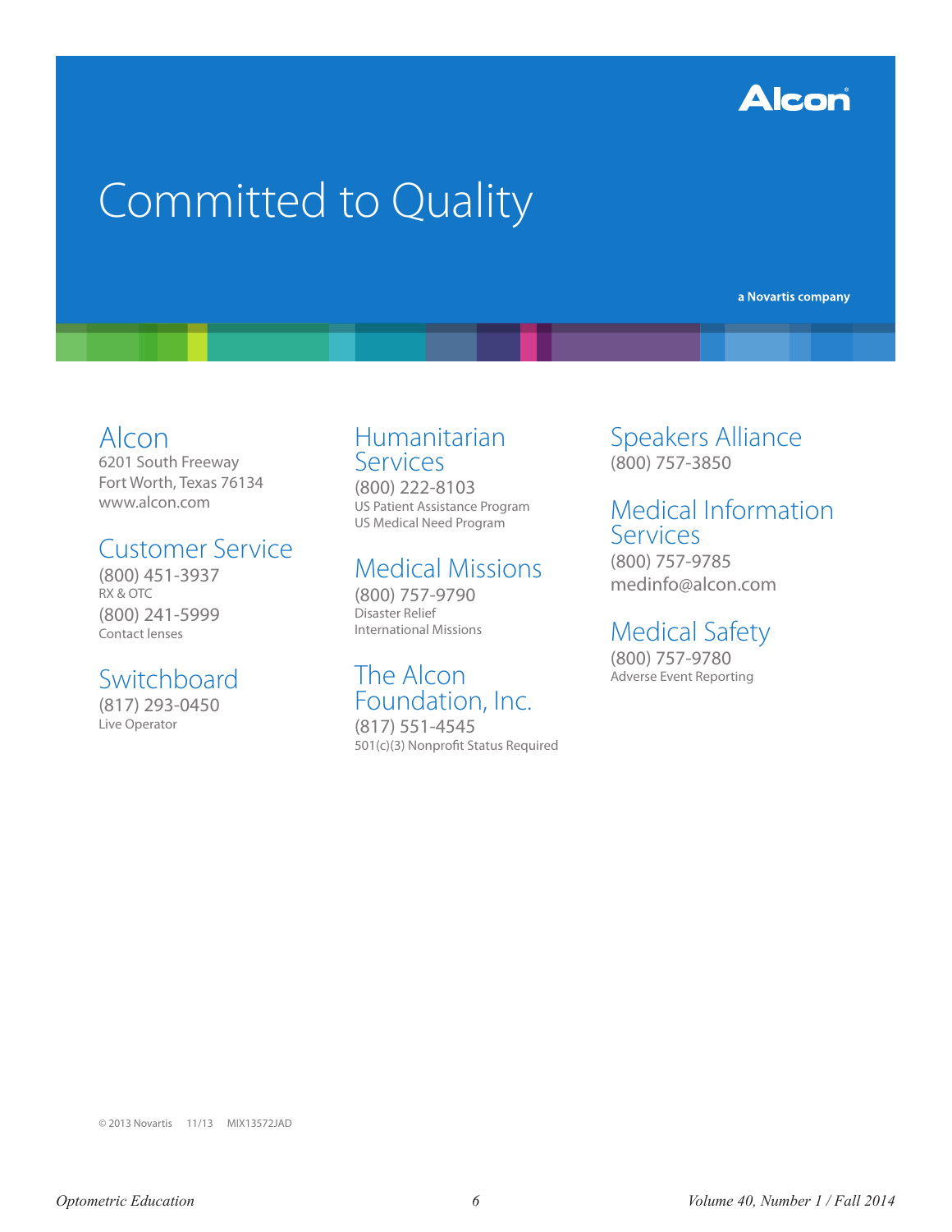Alcon

# Committed to Quality

a Novartis company

## Alcon

6201 South Freeway
Fort Worth, Texas 76134
www.alcon.com

## Customer Service

(800) 451-3937
RX & OTC

(800) 241-5999
Contact lenses

## Switchboard

(817) 293-0450
Live Operator

## Humanitarian Services

(800) 222-8103
US Patient Assistance Program
US Medical Need Program

## Medical Missions

(800) 757-9790
Disaster Relief
International Missions

## The Alcon Foundation, Inc.

(817) 551-4545
501(c)(3) Nonprofit Status Required

## Speakers Alliance

(800) 757-3850

## Medical Information Services

(800) 757-9785
medinfo@alcon.com

## Medical Safety

(800) 757-9780
Adverse Event Reporting

© 2013 Novartis 11/13 MIX13572JAD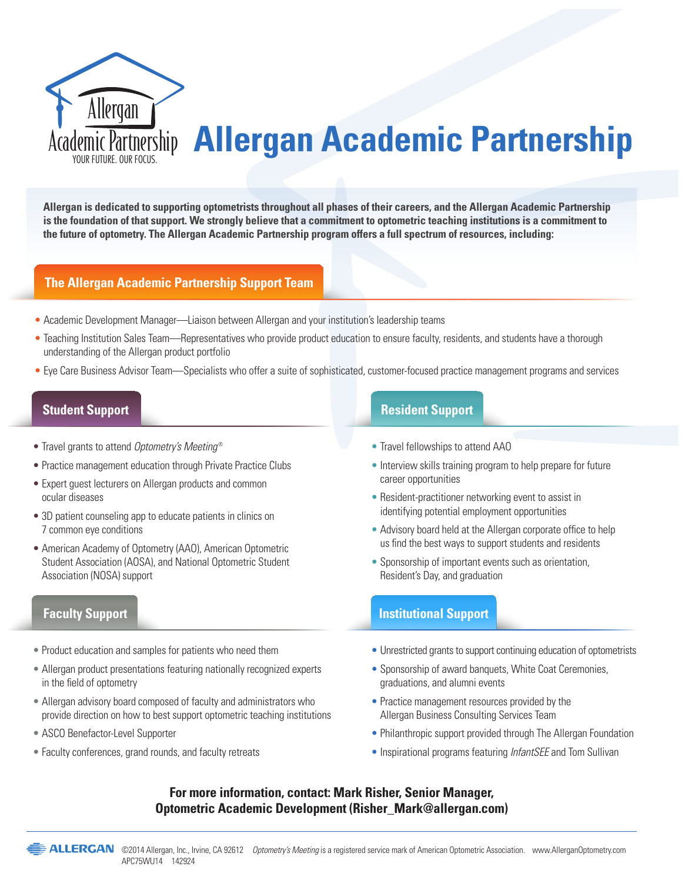Allergan
Academic Partnership
YOUR FUTURE. OUR FOCUS.

# Allergan Academic Partnership

**Allergan is dedicated to supporting optometrists throughout all phases of their careers, and the Allergan Academic Partnership is the foundation of that support. We strongly believe that a commitment to optometric teaching institutions is a commitment to the future of optometry. The Allergan Academic Partnership program offers a full spectrum of resources, including:**

## The Allergan Academic Partnership Support Team

- Academic Development Manager—Liaison between Allergan and your institution's leadership teams
- Teaching Institution Sales Team—Representatives who provide product education to ensure faculty, residents, and students have a thorough understanding of the Allergan product portfolio
- Eye Care Business Advisor Team—Specialists who offer a suite of sophisticated, customer-focused practice management programs and services

## Student Support

- Travel grants to attend *Optometry's Meeting*®
- Practice management education through Private Practice Clubs
- Expert guest lecturers on Allergan products and common ocular diseases
- 3D patient counseling app to educate patients in clinics on 7 common eye conditions
- American Academy of Optometry (AAO), American Optometric Student Association (AOSA), and National Optometric Student Association (NOSA) support

## Resident Support

- Travel fellowships to attend AAO
- Interview skills training program to help prepare for future career opportunities
- Resident-practitioner networking event to assist in identifying potential employment opportunities
- Advisory board held at the Allergan corporate office to help us find the best ways to support students and residents
- Sponsorship of important events such as orientation, Resident's Day, and graduation

## Faculty Support

- Product education and samples for patients who need them
- Allergan product presentations featuring nationally recognized experts in the field of optometry
- Allergan advisory board composed of faculty and administrators who provide direction on how to best support optometric teaching institutions
- ASCO Benefactor-Level Supporter
- Faculty conferences, grand rounds, and faculty retreats

## Institutional Support

- Unrestricted grants to support continuing education of optometrists
- Sponsorship of award banquets, White Coat Ceremonies, graduations, and alumni events
- Practice management resources provided by the Allergan Business Consulting Services Team
- Philanthropic support provided through The Allergan Foundation
- Inspirational programs featuring *InfantSEE* and Tom Sullivan

**For more information, contact: Mark Risher, Senior Manager, Optometric Academic Development (Risher_Mark@allergan.com)**

ALLERGAN ©2014 Allergan, Inc., Irvine, CA 92612 *Optometry's Meeting* is a registered service mark of American Optometric Association. www.AllerganOptometry.com
APC75WU14 142924